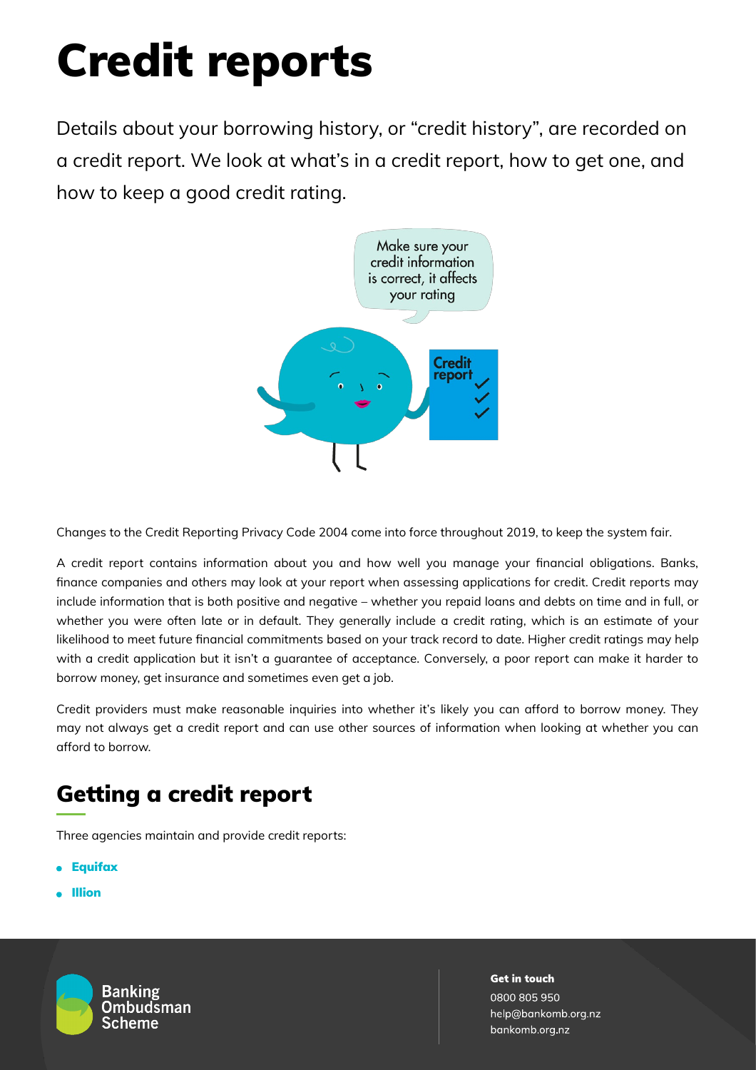# Credit reports

Details about your borrowing history, or "credit history", are recorded on a credit report. We look at what's in a credit report, how to get one, and how to keep a good credit rating.

Changes to the Credit Reporting Privacy Code 2004 come into force throughout 2019, to keep the system fair.

A credit report contains information about you and how well you manage your financial obligations. Banks, finance companies and others may look at your report when assessing applications for credit. Credit reports may include information that is both positive and negative – whether you repaid loans and debts on time and in full, or whether you were often late or in default. They generally include a credit rating, which is an estimate of your likelihood to meet future financial commitments based on your track record to date. Higher credit ratings may help with a credit application but it isn't a guarantee of acceptance. Conversely, a poor report can make it harder to borrow money, get insurance and sometimes even get a job.

Credit providers must make reasonable inquiries into whether it's likely you can afford to borrow money. They may not always get a credit report and can use other sources of information when looking at whether you can afford to borrow.

## Getting a credit report

Three agencies maintain and provide credit reports:

- **Equifax**
- **Illion**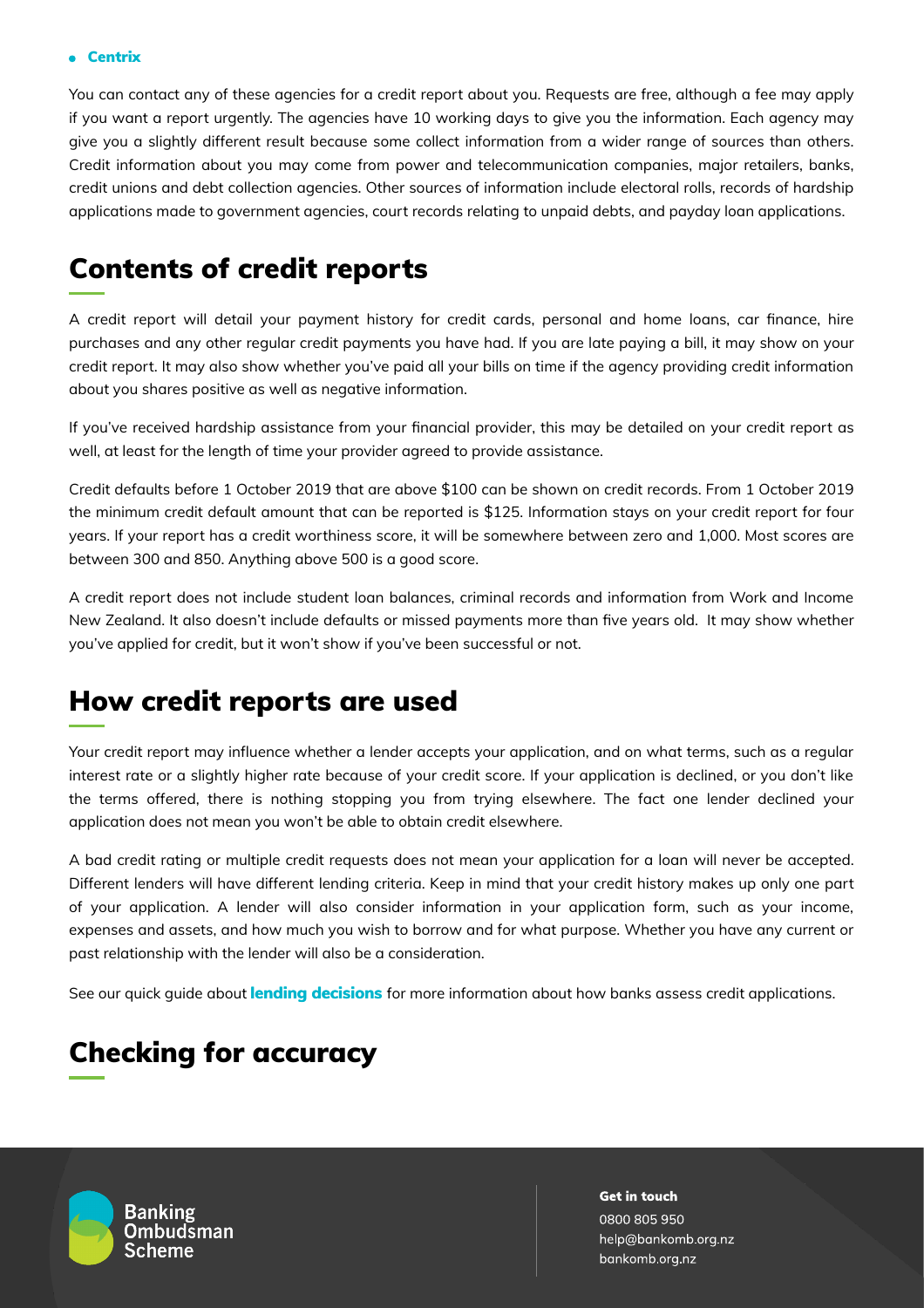- **Centrix**

You can contact any of these agencies for a credit report about you. Requests are free, although a fee may apply if you want a report urgently. The agencies have 10 working days to give you the information. Each agency may give you a slightly different result because some collect information from a wider range of sources than others. Credit information about you may come from power and telecommunication companies, major retailers, banks, credit unions and debt collection agencies. Other sources of information include electoral rolls, records of hardship applications made to government agencies, court records relating to unpaid debts, and payday loan applications.

## Contents of credit reports

A credit report will detail your payment history for credit cards, personal and home loans, car finance, hire purchases and any other regular credit payments you have had. If you are late paying a bill, it may show on your credit report. It may also show whether you've paid all your bills on time if the agency providing credit information about you shares positive as well as negative information.

If you've received hardship assistance from your financial provider, this may be detailed on your credit report as well, at least for the length of time your provider agreed to provide assistance.

Credit defaults before 1 October 2019 that are above $100 can be shown on credit records. From 1 October 2019 the minimum credit default amount that can be reported is $125. Information stays on your credit report for four years. If your report has a credit worthiness score, it will be somewhere between zero and 1,000. Most scores are between 300 and 850. Anything above 500 is a good score.

A credit report does not include student loan balances, criminal records and information from Work and Income New Zealand. It also doesn't include defaults or missed payments more than five years old. It may show whether you've applied for credit, but it won't show if you've been successful or not.

## How credit reports are used

Your credit report may influence whether a lender accepts your application, and on what terms, such as a regular interest rate or a slightly higher rate because of your credit score. If your application is declined, or you don't like the terms offered, there is nothing stopping you from trying elsewhere. The fact one lender declined your application does not mean you won't be able to obtain credit elsewhere.

A bad credit rating or multiple credit requests does not mean your application for a loan will never be accepted. Different lenders will have different lending criteria. Keep in mind that your credit history makes up only one part of your application. A lender will also consider information in your application form, such as your income, expenses and assets, and how much you wish to borrow and for what purpose. Whether you have any current or past relationship with the lender will also be a consideration.

See our quick guide about **lending decisions** for more information about how banks assess credit applications.

## Checking for accuracy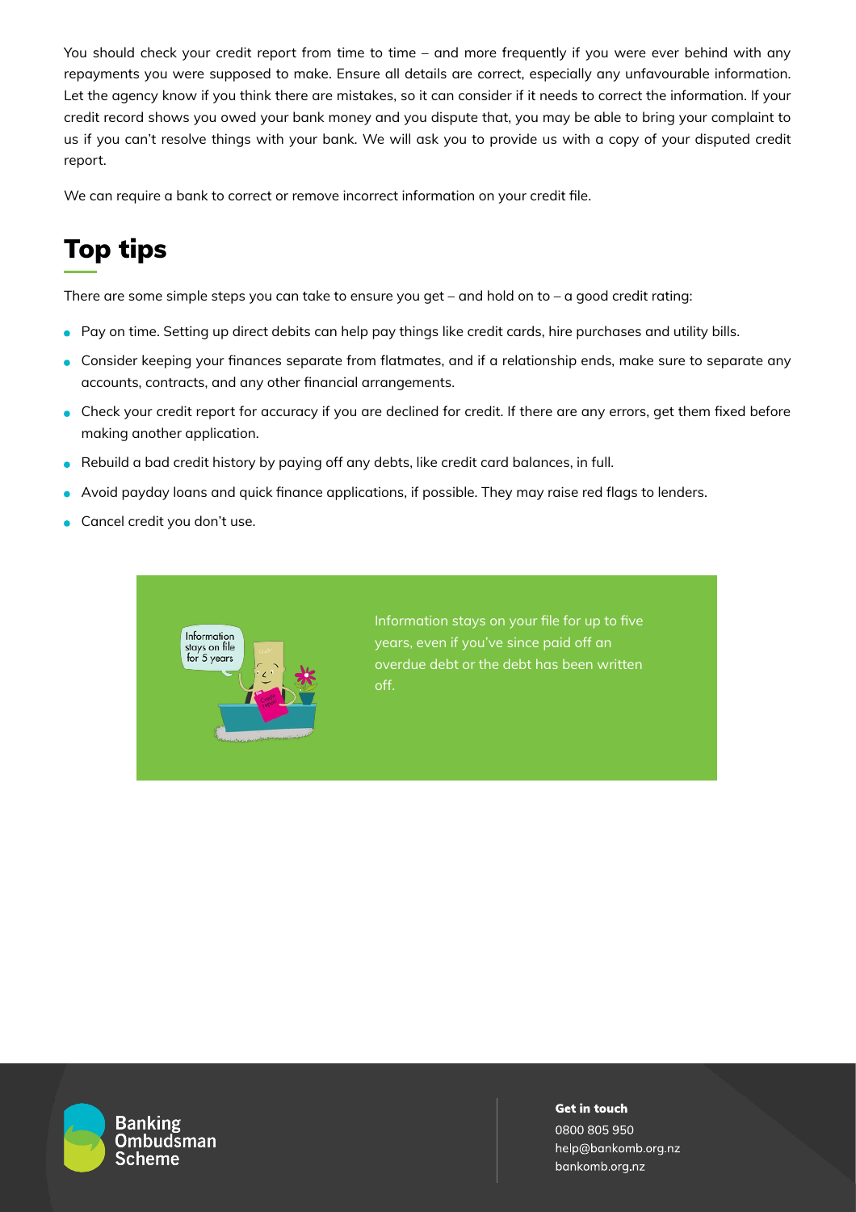You should check your credit report from time to time – and more frequently if you were ever behind with any repayments you were supposed to make. Ensure all details are correct, especially any unfavourable information. Let the agency know if you think there are mistakes, so it can consider if it needs to correct the information. If your credit record shows you owed your bank money and you dispute that, you may be able to bring your complaint to us if you can't resolve things with your bank. We will ask you to provide us with a copy of your disputed credit report.

We can require a bank to correct or remove incorrect information on your credit file.

## Top tips

There are some simple steps you can take to ensure you get – and hold on to – a good credit rating:

- Pay on time. Setting up direct debits can help pay things like credit cards, hire purchases and utility bills.
- Consider keeping your finances separate from flatmates, and if a relationship ends, make sure to separate any accounts, contracts, and any other financial arrangements.
- Check your credit report for accuracy if you are declined for credit. If there are any errors, get them fixed before making another application.
- Rebuild a bad credit history by paying off any debts, like credit card balances, in full.
- Avoid payday loans and quick finance applications, if possible. They may raise red flags to lenders.
- Cancel credit you don't use.

Information stays on your file for up to five years, even if you've since paid off an overdue debt or the debt has been written off.

Banking Ombudsman Scheme

**Get in touch**
0800 805 950
help@bankomb.org.nz
bankomb.org.nz